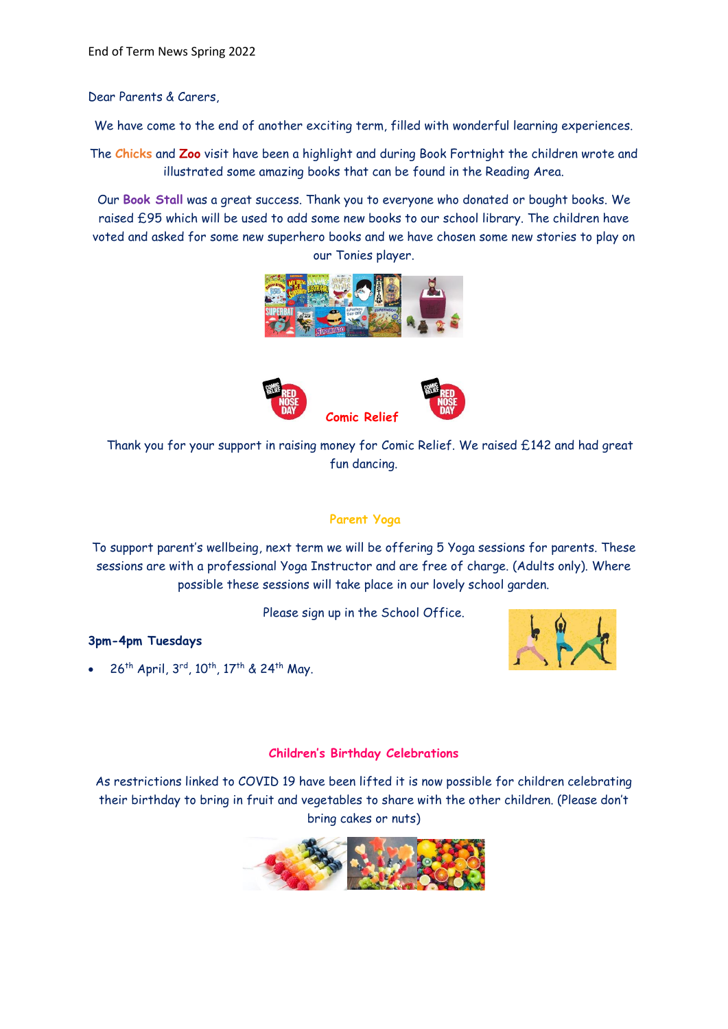End of Term News Spring 2022

Dear Parents & Carers,

We have come to the end of another exciting term, filled with wonderful learning experiences.

The **Chicks** and **Zoo** visit have been a highlight and during Book Fortnight the children wrote and illustrated some amazing books that can be found in the Reading Area.

Our **Book Stall** was a great success. Thank you to everyone who donated or bought books. We raised £95 which will be used to add some new books to our school library. The children have voted and asked for some new superhero books and we have chosen some new stories to play on our Tonies player.

**Comic Relief**

Thank you for your support in raising money for Comic Relief. We raised £142 and had great fun dancing.

**Parent Yoga**

To support parent's wellbeing, next term we will be offering 5 Yoga sessions for parents. These sessions are with a professional Yoga Instructor and are free of charge. (Adults only). Where possible these sessions will take place in our lovely school garden.

Please sign up in the School Office.

**3pm-4pm Tuesdays**

- 26th April, 3rd, 10th, 17th & 24th May.

**Children's Birthday Celebrations**

As restrictions linked to COVID 19 have been lifted it is now possible for children celebrating their birthday to bring in fruit and vegetables to share with the other children. (Please don't bring cakes or nuts)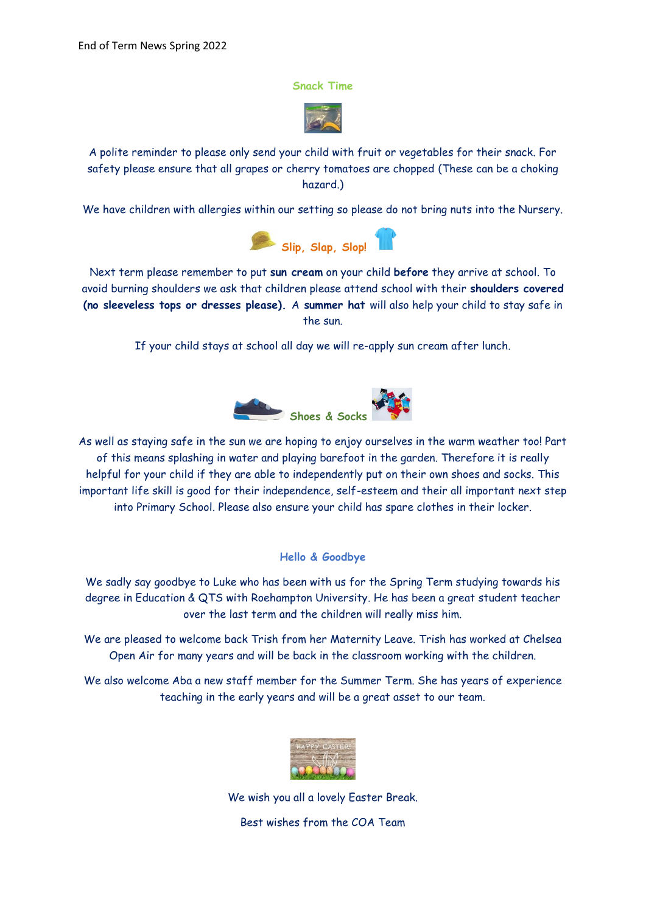## Snack Time

A polite reminder to please only send your child with fruit or vegetables for their snack. For safety please ensure that all grapes or cherry tomatoes are chopped (These can be a choking hazard.)

We have children with allergies within our setting so please do not bring nuts into the Nursery.

## Slip, Slap, Slop!

Next term please remember to put **sun cream** on your child **before** they arrive at school. To avoid burning shoulders we ask that children please attend school with their **shoulders covered (no sleeveless tops or dresses please).** A **summer hat** will also help your child to stay safe in the sun.

If your child stays at school all day we will re-apply sun cream after lunch.

## Shoes & Socks

As well as staying safe in the sun we are hoping to enjoy ourselves in the warm weather too! Part of this means splashing in water and playing barefoot in the garden. Therefore it is really helpful for your child if they are able to independently put on their own shoes and socks. This important life skill is good for their independence, self-esteem and their all important next step into Primary School. Please also ensure your child has spare clothes in their locker.

## Hello & Goodbye

We sadly say goodbye to Luke who has been with us for the Spring Term studying towards his degree in Education & QTS with Roehampton University. He has been a great student teacher over the last term and the children will really miss him.

We are pleased to welcome back Trish from her Maternity Leave. Trish has worked at Chelsea Open Air for many years and will be back in the classroom working with the children.

We also welcome Aba a new staff member for the Summer Term. She has years of experience teaching in the early years and will be a great asset to our team.

We wish you all a lovely Easter Break.

Best wishes from the COA Team